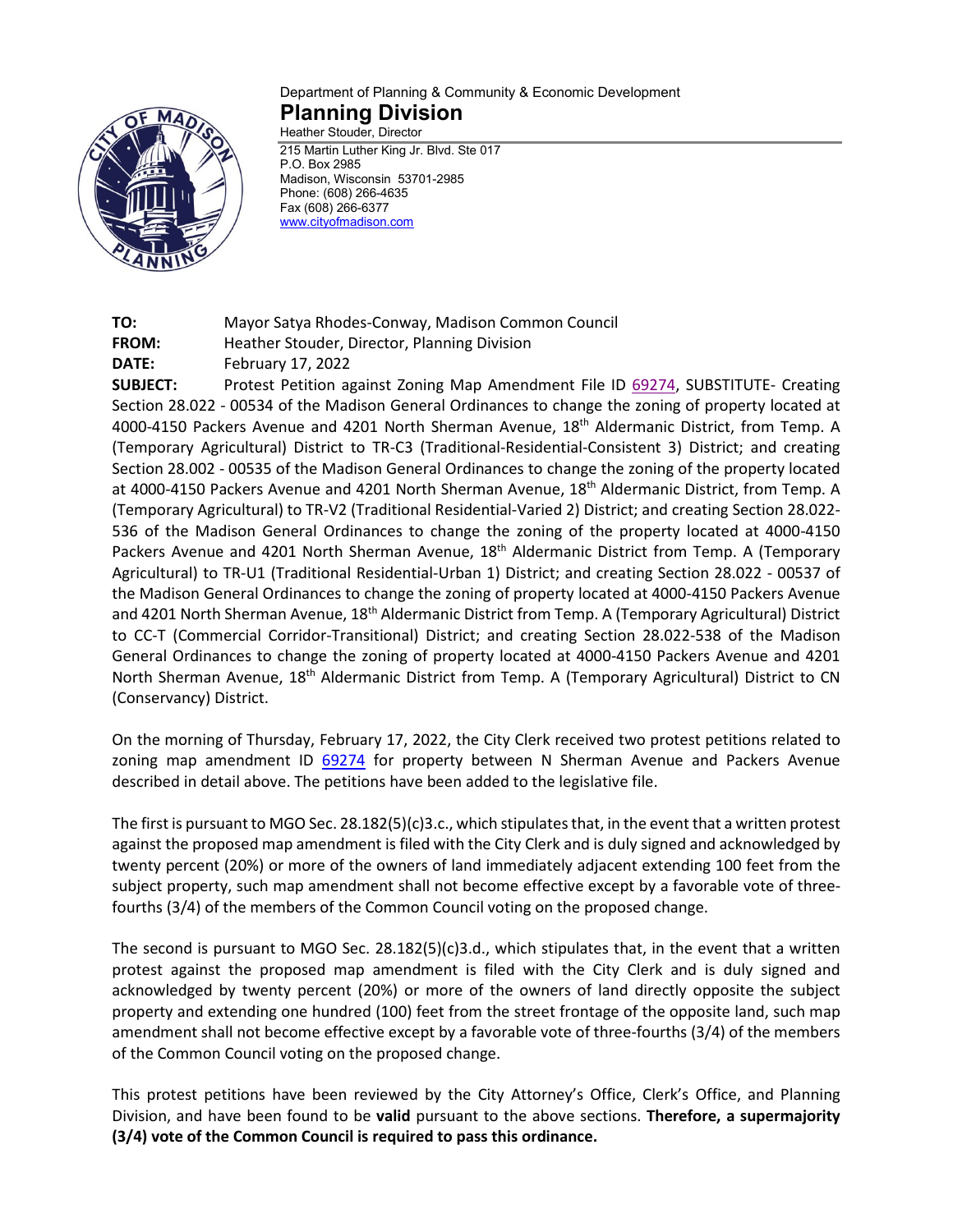Department of Planning & Community & Economic Development

# Planning Division

Heather Stouder, Director

215 Martin Luther King Jr. Blvd. Ste 017
P.O. Box 2985
Madison, Wisconsin 53701-2985
Phone: (608) 266-4635
Fax (608) 266-6377
www.cityofmadison.com

**TO:** Mayor Satya Rhodes-Conway, Madison Common Council

**FROM:** Heather Stouder, Director, Planning Division

**DATE:** February 17, 2022

**SUBJECT:** Protest Petition against Zoning Map Amendment File ID 69274, SUBSTITUTE- Creating Section 28.022 - 00534 of the Madison General Ordinances to change the zoning of property located at 4000-4150 Packers Avenue and 4201 North Sherman Avenue, 18th Aldermanic District, from Temp. A (Temporary Agricultural) District to TR-C3 (Traditional-Residential-Consistent 3) District; and creating Section 28.002 - 00535 of the Madison General Ordinances to change the zoning of the property located at 4000-4150 Packers Avenue and 4201 North Sherman Avenue, 18th Aldermanic District, from Temp. A (Temporary Agricultural) to TR-V2 (Traditional Residential-Varied 2) District; and creating Section 28.022-536 of the Madison General Ordinances to change the zoning of the property located at 4000-4150 Packers Avenue and 4201 North Sherman Avenue, 18th Aldermanic District from Temp. A (Temporary Agricultural) to TR-U1 (Traditional Residential-Urban 1) District; and creating Section 28.022 - 00537 of the Madison General Ordinances to change the zoning of property located at 4000-4150 Packers Avenue and 4201 North Sherman Avenue, 18th Aldermanic District from Temp. A (Temporary Agricultural) District to CC-T (Commercial Corridor-Transitional) District; and creating Section 28.022-538 of the Madison General Ordinances to change the zoning of property located at 4000-4150 Packers Avenue and 4201 North Sherman Avenue, 18th Aldermanic District from Temp. A (Temporary Agricultural) District to CN (Conservancy) District.

On the morning of Thursday, February 17, 2022, the City Clerk received two protest petitions related to zoning map amendment ID 69274 for property between N Sherman Avenue and Packers Avenue described in detail above. The petitions have been added to the legislative file.

The first is pursuant to MGO Sec. 28.182(5)(c)3.c., which stipulates that, in the event that a written protest against the proposed map amendment is filed with the City Clerk and is duly signed and acknowledged by twenty percent (20%) or more of the owners of land immediately adjacent extending 100 feet from the subject property, such map amendment shall not become effective except by a favorable vote of three-fourths (3/4) of the members of the Common Council voting on the proposed change.

The second is pursuant to MGO Sec. 28.182(5)(c)3.d., which stipulates that, in the event that a written protest against the proposed map amendment is filed with the City Clerk and is duly signed and acknowledged by twenty percent (20%) or more of the owners of land directly opposite the subject property and extending one hundred (100) feet from the street frontage of the opposite land, such map amendment shall not become effective except by a favorable vote of three-fourths (3/4) of the members of the Common Council voting on the proposed change.

This protest petitions have been reviewed by the City Attorney's Office, Clerk's Office, and Planning Division, and have been found to be **valid** pursuant to the above sections. **Therefore, a supermajority (3/4) vote of the Common Council is required to pass this ordinance.**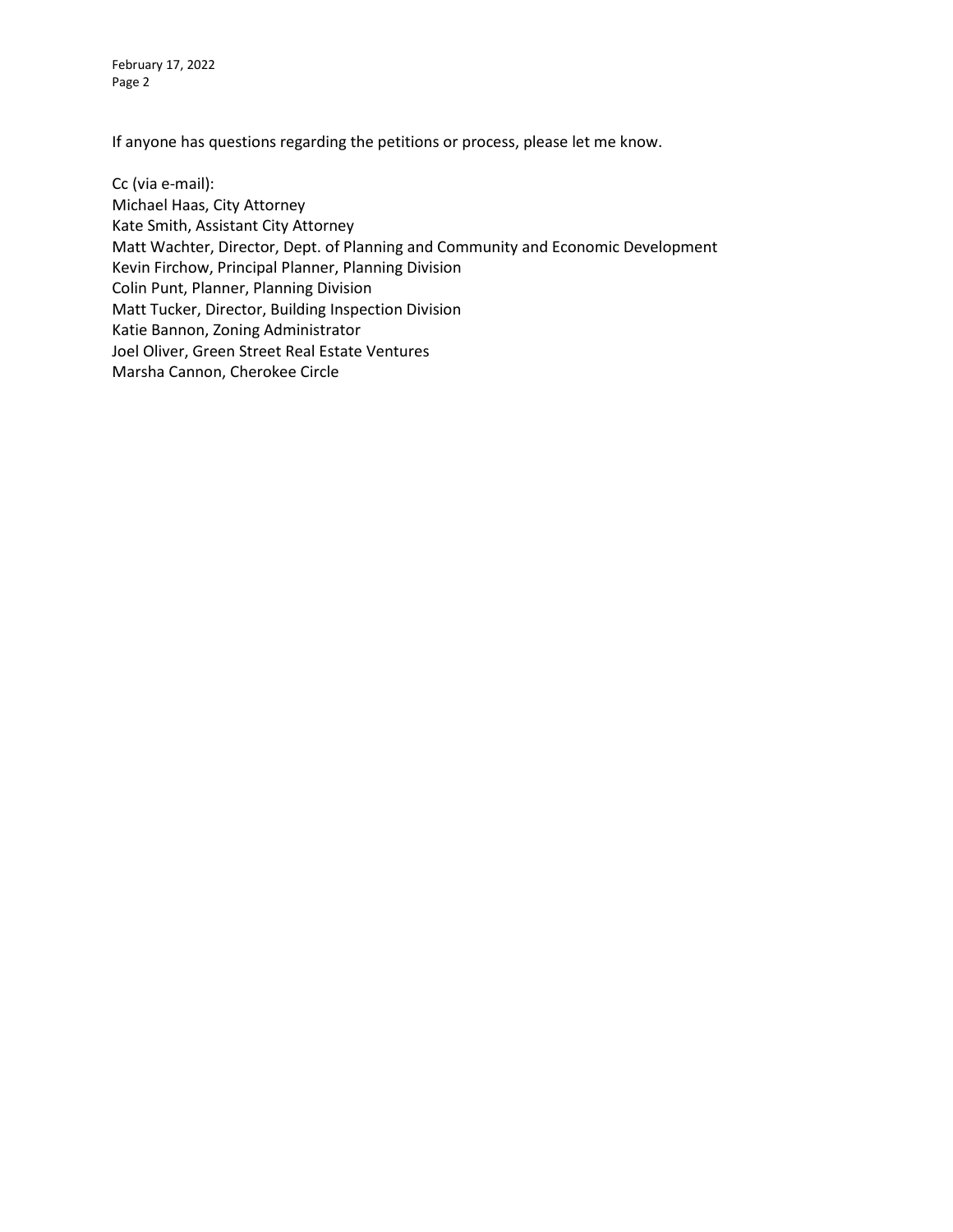If anyone has questions regarding the petitions or process, please let me know.

Cc (via e-mail):
Michael Haas, City Attorney
Kate Smith, Assistant City Attorney
Matt Wachter, Director, Dept. of Planning and Community and Economic Development
Kevin Firchow, Principal Planner, Planning Division
Colin Punt, Planner, Planning Division
Matt Tucker, Director, Building Inspection Division
Katie Bannon, Zoning Administrator
Joel Oliver, Green Street Real Estate Ventures
Marsha Cannon, Cherokee Circle